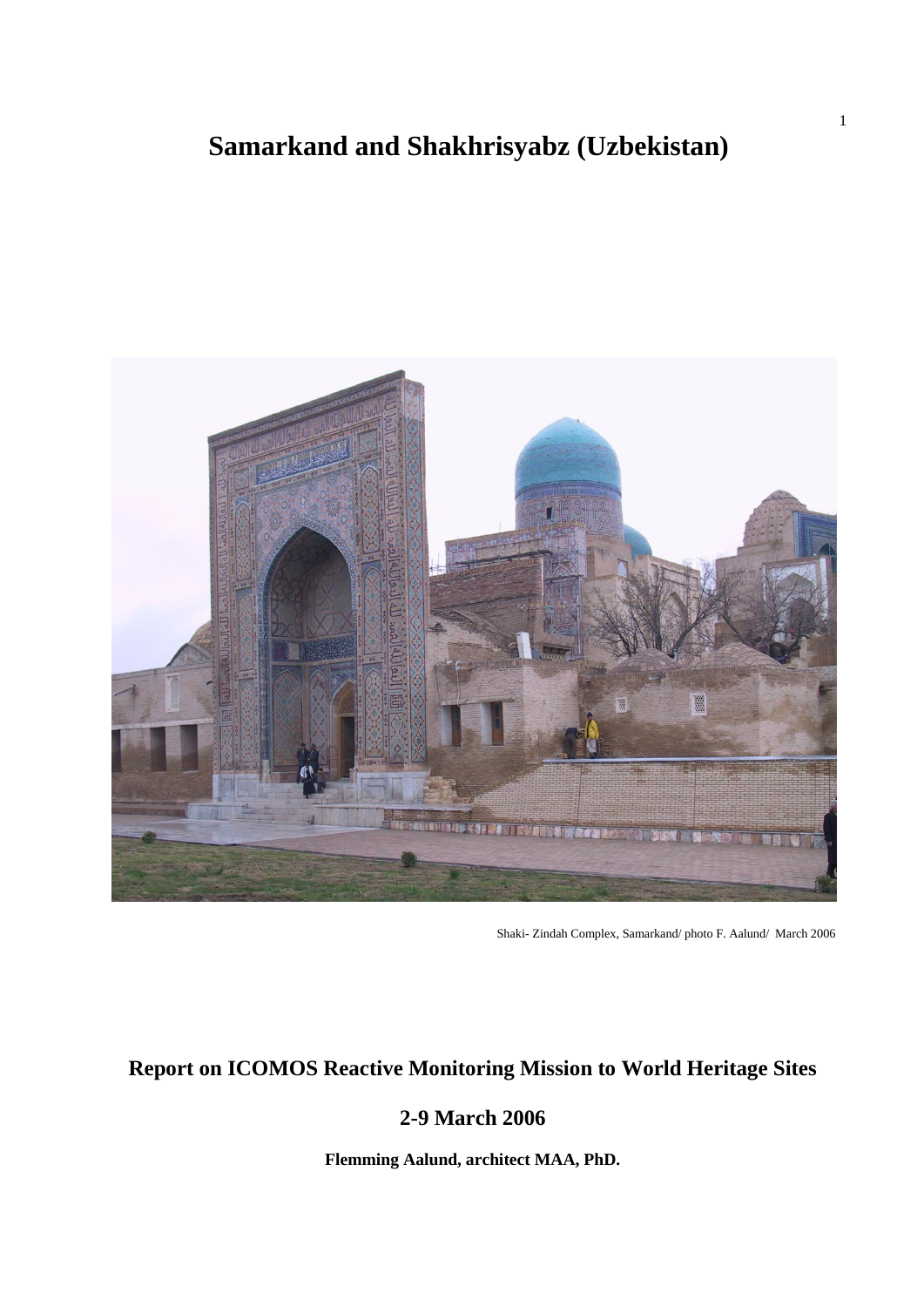# Samarkand and Shakhrisyabz (Uzbekistan)

Shaki- Zindah Complex, Samarkand/ photo F. Aalund/ March 2006

## Report on ICOMOS Reactive Monitoring Mission to World Heritage Sites

## 2-9 March 2006

**Flemming Aalund, architect MAA, PhD.**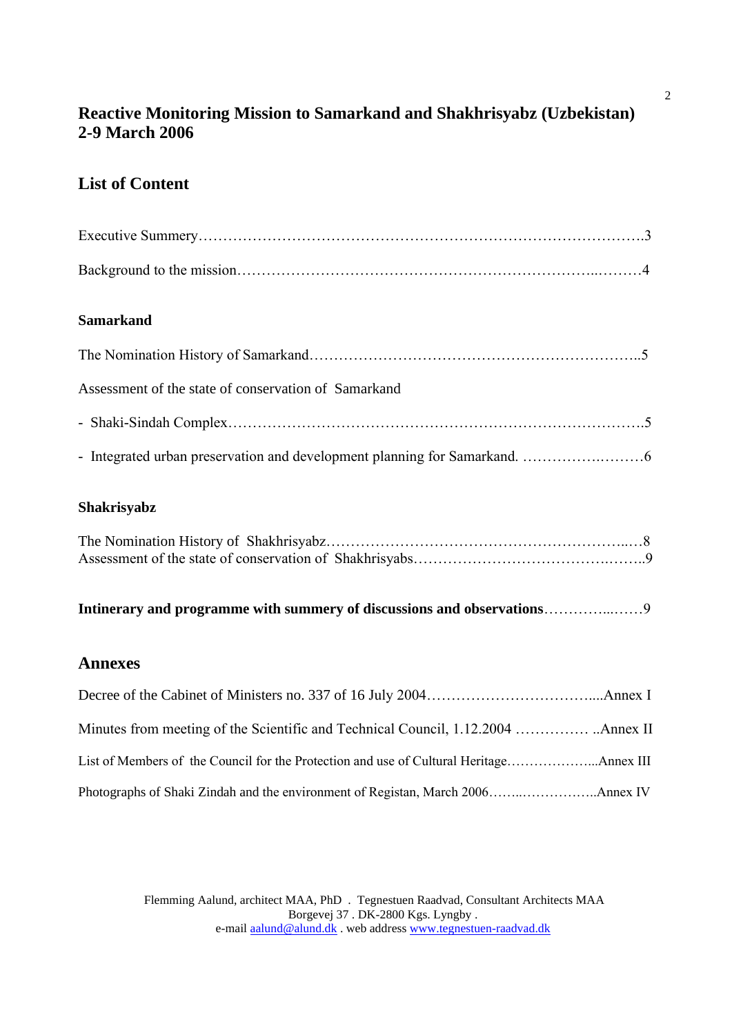## Reactive Monitoring Mission to Samarkand and Shakhrisyabz (Uzbekistan) 2-9 March 2006

## List of Content

Executive Summery……………………………………………………………………………….3

Background to the mission…………………………………………………………………..………4

### Samarkand

The Nomination History of Samarkand…………………………………………………………..5

Assessment of the state of conservation of Samarkand

- Shaki-Sindah Complex………………………………………………………………………….5
- Integrated urban preservation and development planning for Samarkand. ……………..………6

### Shakrisyabz

The Nomination History of Shakhrisyabz……………………………………………………..…8
Assessment of the state of conservation of Shakhrisyabs…………………………………….……..9

**Intinerary and programme with summery of discussions and observations**…………...……9

## Annexes

Decree of the Cabinet of Ministers no. 337 of 16 July 2004…………………………….....Annex I

Minutes from meeting of the Scientific and Technical Council, 1.12.2004 …………… ..Annex II

List of Members of the Council for the Protection and use of Cultural Heritage………………...Annex III

Photographs of Shaki Zindah and the environment of Registan, March 2006……..……………..Annex IV

Flemming Aalund, architect MAA, PhD . Tegnestuen Raadvad, Consultant Architects MAA
Borgevej 37 . DK-2800 Kgs. Lyngby .
e-mail aalund@alund.dk . web address www.tegnestuen-raadvad.dk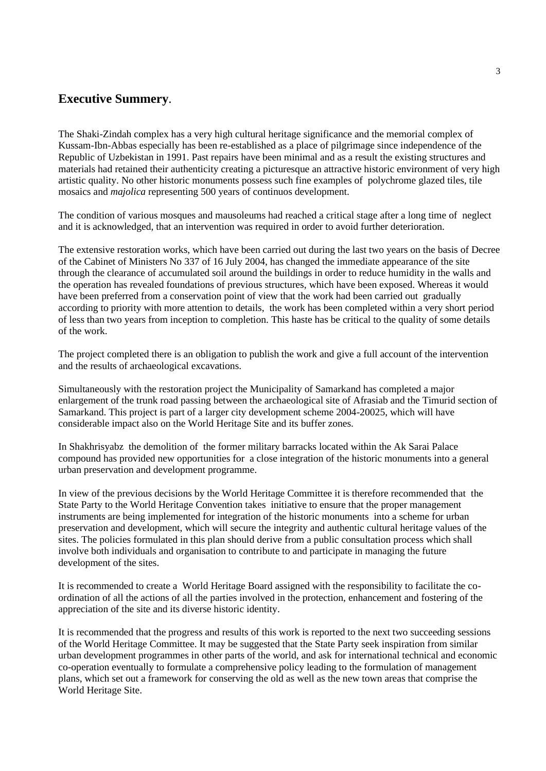## **Executive Summery**.

The Shaki-Zindah complex has a very high cultural heritage significance and the memorial complex of Kussam-Ibn-Abbas especially has been re-established as a place of pilgrimage since independence of the Republic of Uzbekistan in 1991. Past repairs have been minimal and as a result the existing structures and materials had retained their authenticity creating a picturesque an attractive historic environment of very high artistic quality. No other historic monuments possess such fine examples of polychrome glazed tiles, tile mosaics and *majolica* representing 500 years of continuos development.

The condition of various mosques and mausoleums had reached a critical stage after a long time of neglect and it is acknowledged, that an intervention was required in order to avoid further deterioration.

The extensive restoration works, which have been carried out during the last two years on the basis of Decree of the Cabinet of Ministers No 337 of 16 July 2004, has changed the immediate appearance of the site through the clearance of accumulated soil around the buildings in order to reduce humidity in the walls and the operation has revealed foundations of previous structures, which have been exposed. Whereas it would have been preferred from a conservation point of view that the work had been carried out gradually according to priority with more attention to details, the work has been completed within a very short period of less than two years from inception to completion. This haste has be critical to the quality of some details of the work.

The project completed there is an obligation to publish the work and give a full account of the intervention and the results of archaeological excavations.

Simultaneously with the restoration project the Municipality of Samarkand has completed a major enlargement of the trunk road passing between the archaeological site of Afrasiab and the Timurid section of Samarkand. This project is part of a larger city development scheme 2004-20025, which will have considerable impact also on the World Heritage Site and its buffer zones.

In Shakhrisyabz the demolition of the former military barracks located within the Ak Sarai Palace compound has provided new opportunities for a close integration of the historic monuments into a general urban preservation and development programme.

In view of the previous decisions by the World Heritage Committee it is therefore recommended that the State Party to the World Heritage Convention takes initiative to ensure that the proper management instruments are being implemented for integration of the historic monuments into a scheme for urban preservation and development, which will secure the integrity and authentic cultural heritage values of the sites. The policies formulated in this plan should derive from a public consultation process which shall involve both individuals and organisation to contribute to and participate in managing the future development of the sites.

It is recommended to create a World Heritage Board assigned with the responsibility to facilitate the co-ordination of all the actions of all the parties involved in the protection, enhancement and fostering of the appreciation of the site and its diverse historic identity.

It is recommended that the progress and results of this work is reported to the next two succeeding sessions of the World Heritage Committee. It may be suggested that the State Party seek inspiration from similar urban development programmes in other parts of the world, and ask for international technical and economic co-operation eventually to formulate a comprehensive policy leading to the formulation of management plans, which set out a framework for conserving the old as well as the new town areas that comprise the World Heritage Site.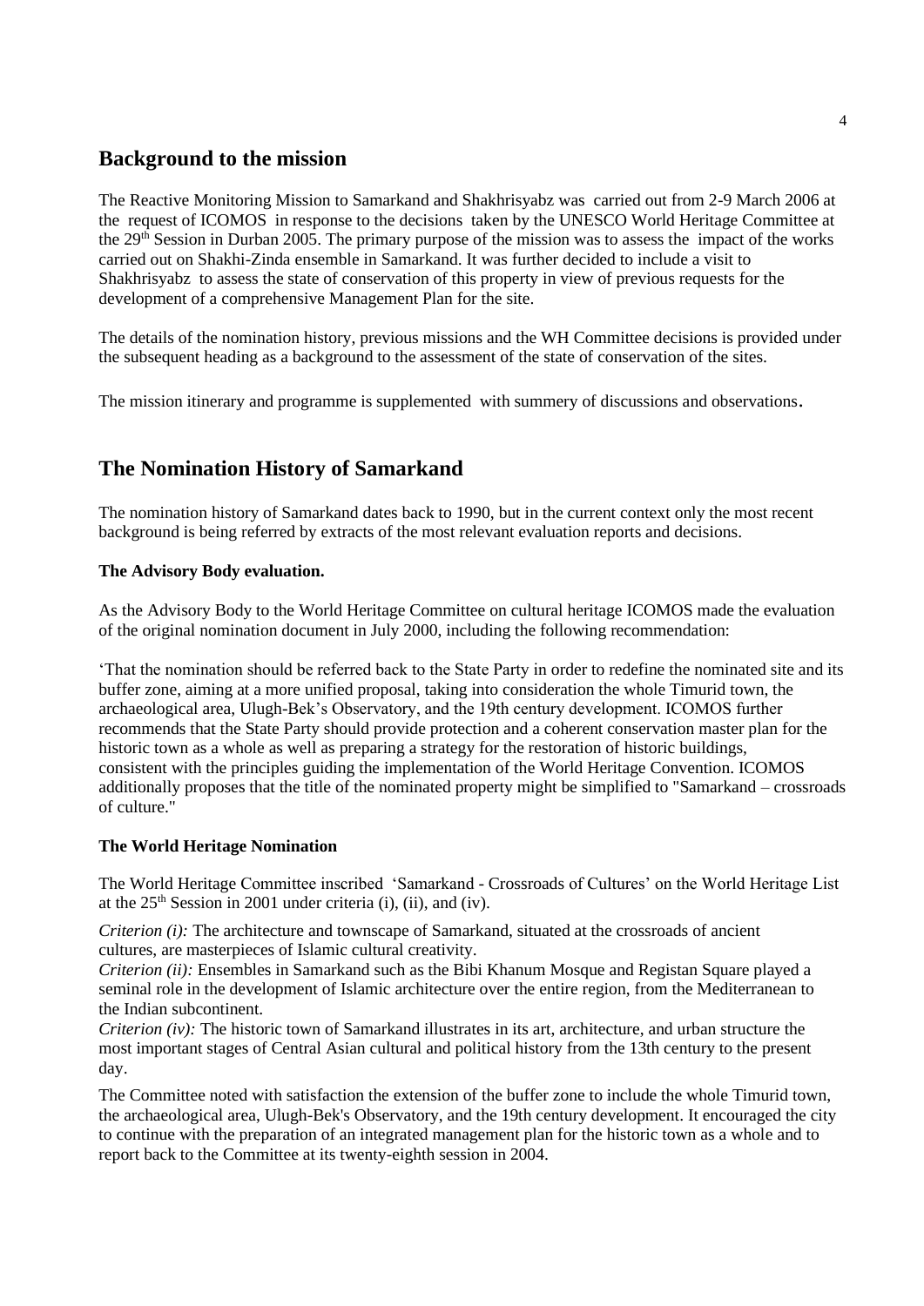## Background to the mission

The Reactive Monitoring Mission to Samarkand and Shakhrisyabz was carried out from 2-9 March 2006 at the request of ICOMOS in response to the decisions taken by the UNESCO World Heritage Committee at the 29th Session in Durban 2005. The primary purpose of the mission was to assess the impact of the works carried out on Shakhi-Zinda ensemble in Samarkand. It was further decided to include a visit to Shakhrisyabz to assess the state of conservation of this property in view of previous requests for the development of a comprehensive Management Plan for the site.

The details of the nomination history, previous missions and the WH Committee decisions is provided under the subsequent heading as a background to the assessment of the state of conservation of the sites.

The mission itinerary and programme is supplemented with summery of discussions and observations.

## The Nomination History of Samarkand

The nomination history of Samarkand dates back to 1990, but in the current context only the most recent background is being referred by extracts of the most relevant evaluation reports and decisions.

**The Advisory Body evaluation.**

As the Advisory Body to the World Heritage Committee on cultural heritage ICOMOS made the evaluation of the original nomination document in July 2000, including the following recommendation:

'That the nomination should be referred back to the State Party in order to redefine the nominated site and its buffer zone, aiming at a more unified proposal, taking into consideration the whole Timurid town, the archaeological area, Ulugh-Bek's Observatory, and the 19th century development. ICOMOS further recommends that the State Party should provide protection and a coherent conservation master plan for the historic town as a whole as well as preparing a strategy for the restoration of historic buildings, consistent with the principles guiding the implementation of the World Heritage Convention. ICOMOS additionally proposes that the title of the nominated property might be simplified to "Samarkand – crossroads of culture."

**The World Heritage Nomination**

The World Heritage Committee inscribed 'Samarkand - Crossroads of Cultures' on the World Heritage List at the 25th Session in 2001 under criteria (i), (ii), and (iv).

*Criterion (i):* The architecture and townscape of Samarkand, situated at the crossroads of ancient cultures, are masterpieces of Islamic cultural creativity.

*Criterion (ii):* Ensembles in Samarkand such as the Bibi Khanum Mosque and Registan Square played a seminal role in the development of Islamic architecture over the entire region, from the Mediterranean to the Indian subcontinent.

*Criterion (iv):* The historic town of Samarkand illustrates in its art, architecture, and urban structure the most important stages of Central Asian cultural and political history from the 13th century to the present day.

The Committee noted with satisfaction the extension of the buffer zone to include the whole Timurid town, the archaeological area, Ulugh-Bek's Observatory, and the 19th century development. It encouraged the city to continue with the preparation of an integrated management plan for the historic town as a whole and to report back to the Committee at its twenty-eighth session in 2004.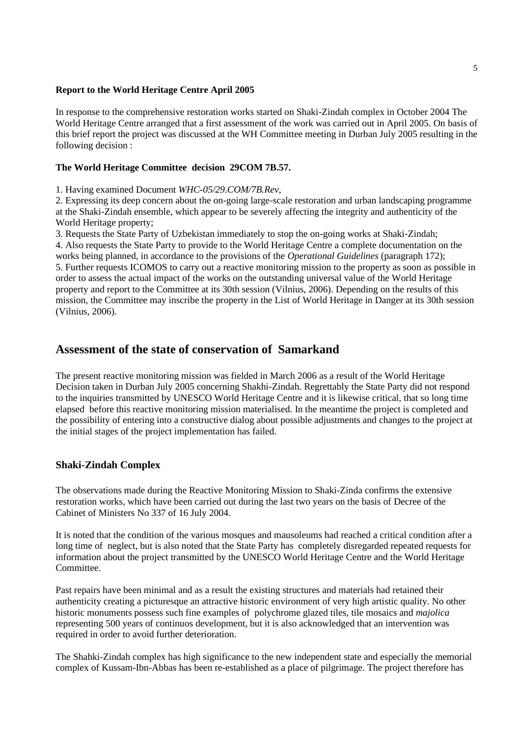**Report to the World Heritage Centre April 2005**

In response to the comprehensive restoration works started on Shaki-Zindah complex in October 2004 The World Heritage Centre arranged that a first assessment of the work was carried out in April 2005. On basis of this brief report the project was discussed at the WH Committee meeting in Durban July 2005 resulting in the following decision :

**The World Heritage Committee decision 29COM 7B.57.**

1. Having examined Document *WHC-05/29.COM/7B.Rev*,
2. Expressing its deep concern about the on-going large-scale restoration and urban landscaping programme at the Shaki-Zindah ensemble, which appear to be severely affecting the integrity and authenticity of the World Heritage property;
3. Requests the State Party of Uzbekistan immediately to stop the on-going works at Shaki-Zindah;
4. Also requests the State Party to provide to the World Heritage Centre a complete documentation on the works being planned, in accordance to the provisions of the *Operational Guidelines* (paragraph 172);
5. Further requests ICOMOS to carry out a reactive monitoring mission to the property as soon as possible in order to assess the actual impact of the works on the outstanding universal value of the World Heritage property and report to the Committee at its 30th session (Vilnius, 2006). Depending on the results of this mission, the Committee may inscribe the property in the List of World Heritage in Danger at its 30th session (Vilnius, 2006).

## Assessment of the state of conservation of Samarkand

The present reactive monitoring mission was fielded in March 2006 as a result of the World Heritage Decision taken in Durban July 2005 concerning Shakhi-Zindah. Regrettably the State Party did not respond to the inquiries transmitted by UNESCO World Heritage Centre and it is likewise critical, that so long time elapsed before this reactive monitoring mission materialised. In the meantime the project is completed and the possibility of entering into a constructive dialog about possible adjustments and changes to the project at the initial stages of the project implementation has failed.

### Shaki-Zindah Complex

The observations made during the Reactive Monitoring Mission to Shaki-Zinda confirms the extensive restoration works, which have been carried out during the last two years on the basis of Decree of the Cabinet of Ministers No 337 of 16 July 2004.

It is noted that the condition of the various mosques and mausoleums had reached a critical condition after a long time of neglect, but is also noted that the State Party has completely disregarded repeated requests for information about the project transmitted by the UNESCO World Heritage Centre and the World Heritage Committee.

Past repairs have been minimal and as a result the existing structures and materials had retained their authenticity creating a picturesque an attractive historic environment of very high artistic quality. No other historic monuments possess such fine examples of polychrome glazed tiles, tile mosaics and *majolica* representing 500 years of continuos development, but it is also acknowledged that an intervention was required in order to avoid further deterioration.

The Shahki-Zindah complex has high significance to the new independent state and especially the memorial complex of Kussam-Ibn-Abbas has been re-established as a place of pilgrimage. The project therefore has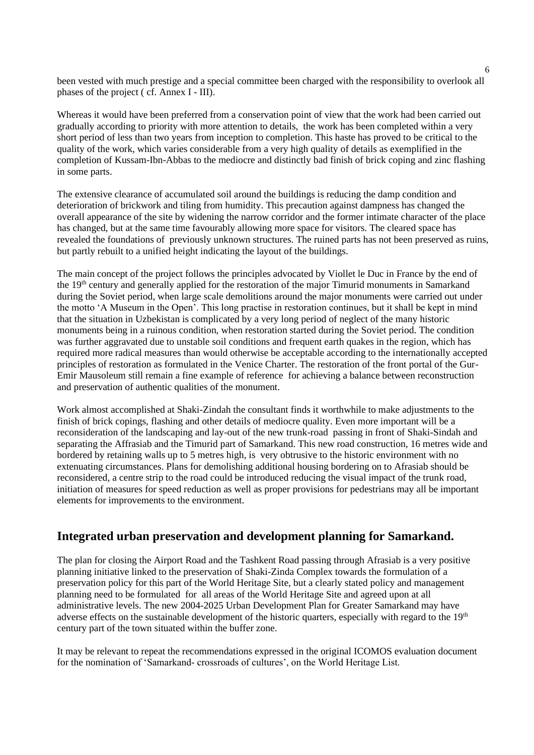been vested with much prestige and a special committee been charged with the responsibility to overlook all phases of the project ( cf. Annex I - III).

Whereas it would have been preferred from a conservation point of view that the work had been carried out gradually according to priority with more attention to details, the work has been completed within a very short period of less than two years from inception to completion. This haste has proved to be critical to the quality of the work, which varies considerable from a very high quality of details as exemplified in the completion of Kussam-Ibn-Abbas to the mediocre and distinctly bad finish of brick coping and zinc flashing in some parts.

The extensive clearance of accumulated soil around the buildings is reducing the damp condition and deterioration of brickwork and tiling from humidity. This precaution against dampness has changed the overall appearance of the site by widening the narrow corridor and the former intimate character of the place has changed, but at the same time favourably allowing more space for visitors. The cleared space has revealed the foundations of previously unknown structures. The ruined parts has not been preserved as ruins, but partly rebuilt to a unified height indicating the layout of the buildings.

The main concept of the project follows the principles advocated by Viollet le Duc in France by the end of the 19th century and generally applied for the restoration of the major Timurid monuments in Samarkand during the Soviet period, when large scale demolitions around the major monuments were carried out under the motto 'A Museum in the Open'. This long practise in restoration continues, but it shall be kept in mind that the situation in Uzbekistan is complicated by a very long period of neglect of the many historic monuments being in a ruinous condition, when restoration started during the Soviet period. The condition was further aggravated due to unstable soil conditions and frequent earth quakes in the region, which has required more radical measures than would otherwise be acceptable according to the internationally accepted principles of restoration as formulated in the Venice Charter. The restoration of the front portal of the Gur-Emir Mausoleum still remain a fine example of reference for achieving a balance between reconstruction and preservation of authentic qualities of the monument.

Work almost accomplished at Shaki-Zindah the consultant finds it worthwhile to make adjustments to the finish of brick copings, flashing and other details of mediocre quality. Even more important will be a reconsideration of the landscaping and lay-out of the new trunk-road passing in front of Shaki-Sindah and separating the Affrasiab and the Timurid part of Samarkand. This new road construction, 16 metres wide and bordered by retaining walls up to 5 metres high, is very obtrusive to the historic environment with no extenuating circumstances. Plans for demolishing additional housing bordering on to Afrasiab should be reconsidered, a centre strip to the road could be introduced reducing the visual impact of the trunk road, initiation of measures for speed reduction as well as proper provisions for pedestrians may all be important elements for improvements to the environment.

## Integrated urban preservation and development planning for Samarkand.

The plan for closing the Airport Road and the Tashkent Road passing through Afrasiab is a very positive planning initiative linked to the preservation of Shaki-Zinda Complex towards the formulation of a preservation policy for this part of the World Heritage Site, but a clearly stated policy and management planning need to be formulated for all areas of the World Heritage Site and agreed upon at all administrative levels. The new 2004-2025 Urban Development Plan for Greater Samarkand may have adverse effects on the sustainable development of the historic quarters, especially with regard to the 19th century part of the town situated within the buffer zone.

It may be relevant to repeat the recommendations expressed in the original ICOMOS evaluation document for the nomination of 'Samarkand- crossroads of cultures', on the World Heritage List.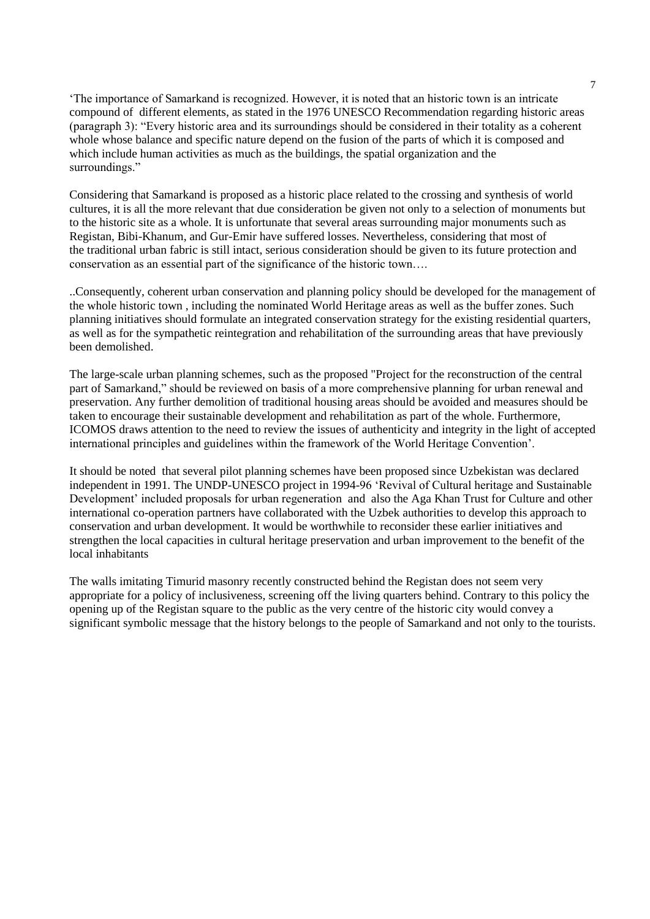'The importance of Samarkand is recognized. However, it is noted that an historic town is an intricate compound of different elements, as stated in the 1976 UNESCO Recommendation regarding historic areas (paragraph 3): "Every historic area and its surroundings should be considered in their totality as a coherent whole whose balance and specific nature depend on the fusion of the parts of which it is composed and which include human activities as much as the buildings, the spatial organization and the surroundings."

Considering that Samarkand is proposed as a historic place related to the crossing and synthesis of world cultures, it is all the more relevant that due consideration be given not only to a selection of monuments but to the historic site as a whole. It is unfortunate that several areas surrounding major monuments such as Registan, Bibi-Khanum, and Gur-Emir have suffered losses. Nevertheless, considering that most of the traditional urban fabric is still intact, serious consideration should be given to its future protection and conservation as an essential part of the significance of the historic town….

..Consequently, coherent urban conservation and planning policy should be developed for the management of the whole historic town , including the nominated World Heritage areas as well as the buffer zones. Such planning initiatives should formulate an integrated conservation strategy for the existing residential quarters, as well as for the sympathetic reintegration and rehabilitation of the surrounding areas that have previously been demolished.

The large-scale urban planning schemes, such as the proposed "Project for the reconstruction of the central part of Samarkand," should be reviewed on basis of a more comprehensive planning for urban renewal and preservation. Any further demolition of traditional housing areas should be avoided and measures should be taken to encourage their sustainable development and rehabilitation as part of the whole. Furthermore, ICOMOS draws attention to the need to review the issues of authenticity and integrity in the light of accepted international principles and guidelines within the framework of the World Heritage Convention'.

It should be noted that several pilot planning schemes have been proposed since Uzbekistan was declared independent in 1991. The UNDP-UNESCO project in 1994-96 'Revival of Cultural heritage and Sustainable Development' included proposals for urban regeneration and also the Aga Khan Trust for Culture and other international co-operation partners have collaborated with the Uzbek authorities to develop this approach to conservation and urban development. It would be worthwhile to reconsider these earlier initiatives and strengthen the local capacities in cultural heritage preservation and urban improvement to the benefit of the local inhabitants

The walls imitating Timurid masonry recently constructed behind the Registan does not seem very appropriate for a policy of inclusiveness, screening off the living quarters behind. Contrary to this policy the opening up of the Registan square to the public as the very centre of the historic city would convey a significant symbolic message that the history belongs to the people of Samarkand and not only to the tourists.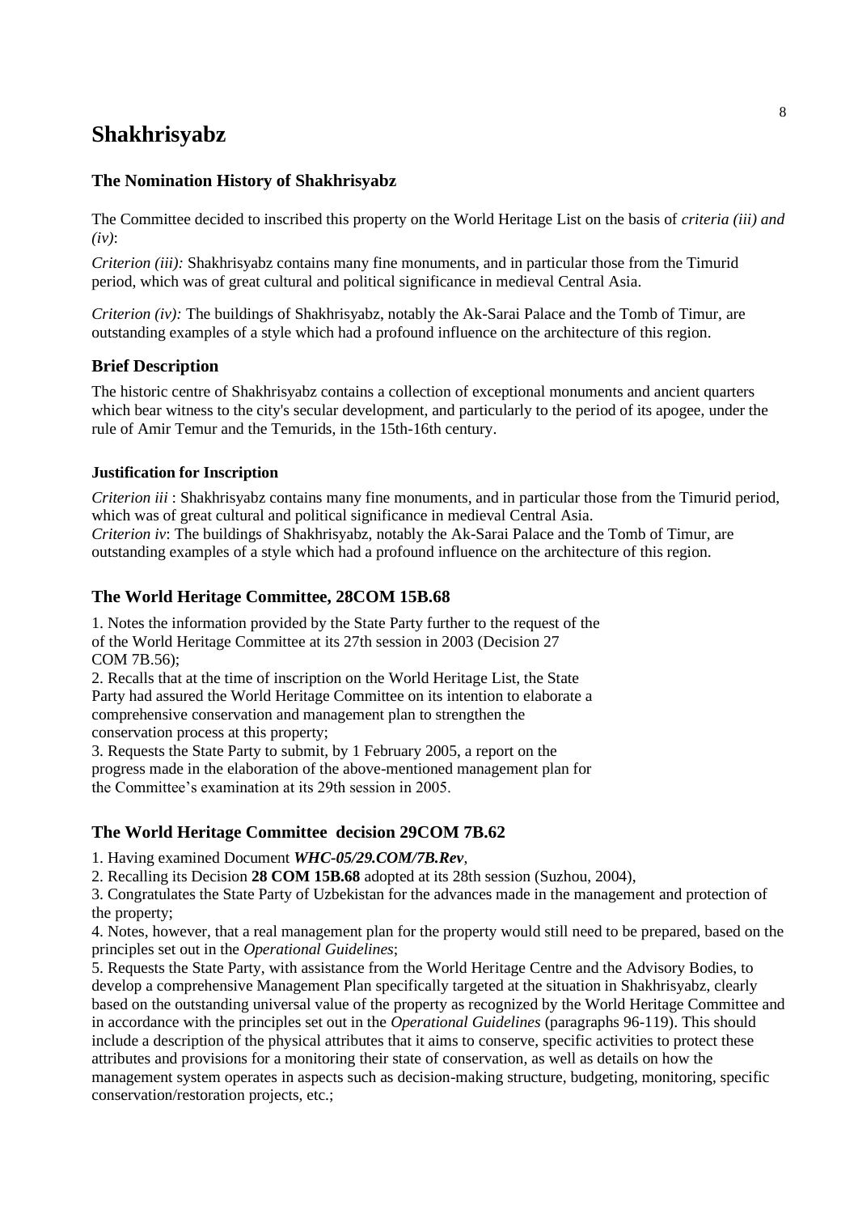# Shakhrisyabz

## The Nomination History of Shakhrisyabz

The Committee decided to inscribed this property on the World Heritage List on the basis of *criteria (iii) and (iv)*:

*Criterion (iii):* Shakhrisyabz contains many fine monuments, and in particular those from the Timurid period, which was of great cultural and political significance in medieval Central Asia.

*Criterion (iv):* The buildings of Shakhrisyabz, notably the Ak-Sarai Palace and the Tomb of Timur, are outstanding examples of a style which had a profound influence on the architecture of this region.

## Brief Description

The historic centre of Shakhrisyabz contains a collection of exceptional monuments and ancient quarters which bear witness to the city's secular development, and particularly to the period of its apogee, under the rule of Amir Temur and the Temurids, in the 15th-16th century.

### Justification for Inscription

*Criterion iii* : Shakhrisyabz contains many fine monuments, and in particular those from the Timurid period, which was of great cultural and political significance in medieval Central Asia.
*Criterion iv*: The buildings of Shakhrisyabz, notably the Ak-Sarai Palace and the Tomb of Timur, are outstanding examples of a style which had a profound influence on the architecture of this region.

## The World Heritage Committee, 28COM 15B.68

1. Notes the information provided by the State Party further to the request of the of the World Heritage Committee at its 27th session in 2003 (Decision 27 COM 7B.56);
2. Recalls that at the time of inscription on the World Heritage List, the State Party had assured the World Heritage Committee on its intention to elaborate a comprehensive conservation and management plan to strengthen the conservation process at this property;
3. Requests the State Party to submit, by 1 February 2005, a report on the progress made in the elaboration of the above-mentioned management plan for the Committee's examination at its 29th session in 2005.

## The World Heritage Committee decision 29COM 7B.62

1. Having examined Document ***WHC-05/29.COM/7B.Rev***,
2. Recalling its Decision **28 COM 15B.68** adopted at its 28th session (Suzhou, 2004),
3. Congratulates the State Party of Uzbekistan for the advances made in the management and protection of the property;
4. Notes, however, that a real management plan for the property would still need to be prepared, based on the principles set out in the *Operational Guidelines*;
5. Requests the State Party, with assistance from the World Heritage Centre and the Advisory Bodies, to develop a comprehensive Management Plan specifically targeted at the situation in Shakhrisyabz, clearly based on the outstanding universal value of the property as recognized by the World Heritage Committee and in accordance with the principles set out in the *Operational Guidelines* (paragraphs 96-119). This should include a description of the physical attributes that it aims to conserve, specific activities to protect these attributes and provisions for a monitoring their state of conservation, as well as details on how the management system operates in aspects such as decision-making structure, budgeting, monitoring, specific conservation/restoration projects, etc.;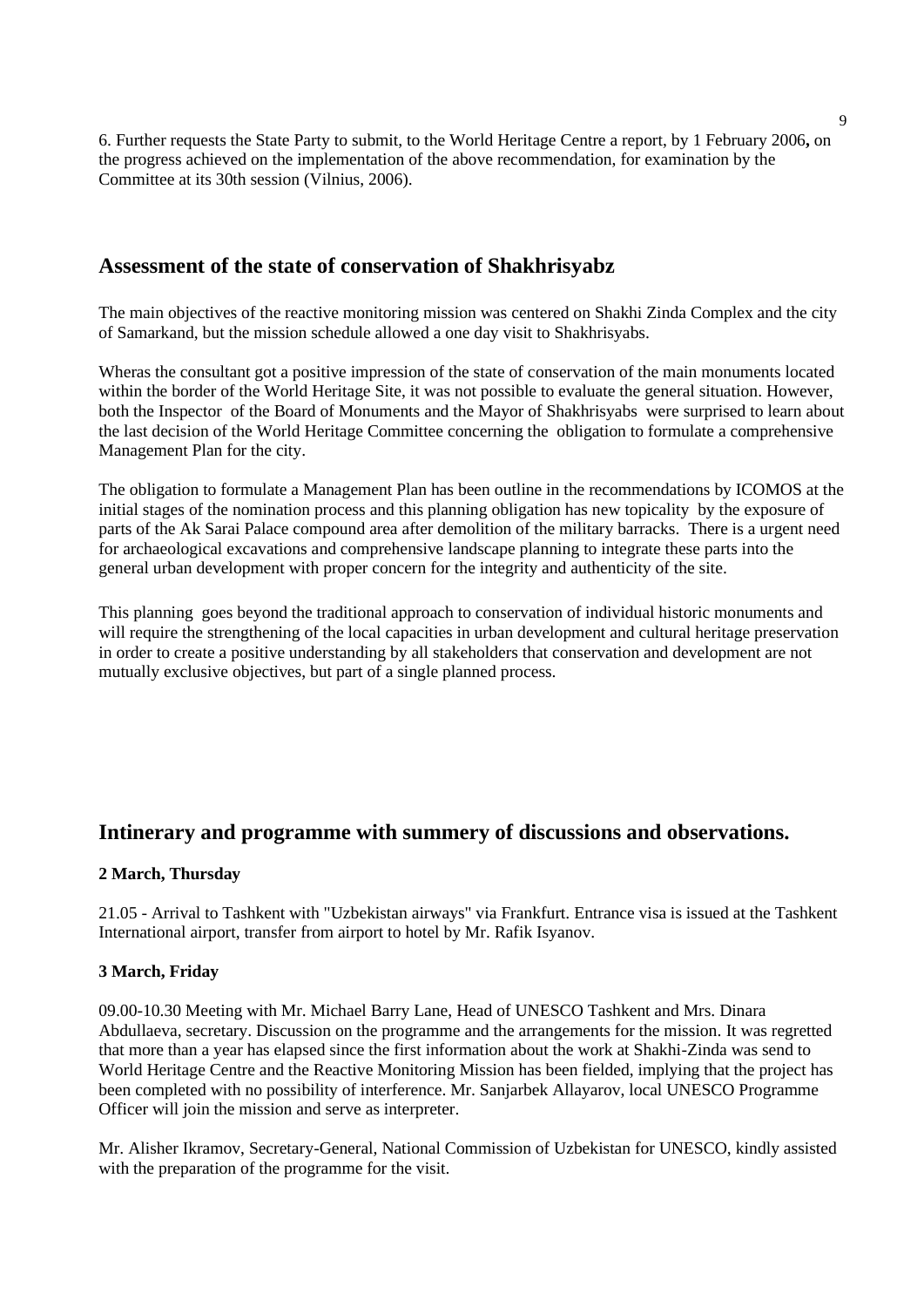6. Further requests the State Party to submit, to the World Heritage Centre a report, by 1 February 2006**,** on the progress achieved on the implementation of the above recommendation, for examination by the Committee at its 30th session (Vilnius, 2006).

## Assessment of the state of conservation of Shakhrisyabz

The main objectives of the reactive monitoring mission was centered on Shakhi Zinda Complex and the city of Samarkand, but the mission schedule allowed a one day visit to Shakhrisyabs.

Wheras the consultant got a positive impression of the state of conservation of the main monuments located within the border of the World Heritage Site, it was not possible to evaluate the general situation. However, both the Inspector of the Board of Monuments and the Mayor of Shakhrisyabs were surprised to learn about the last decision of the World Heritage Committee concerning the obligation to formulate a comprehensive Management Plan for the city.

The obligation to formulate a Management Plan has been outline in the recommendations by ICOMOS at the initial stages of the nomination process and this planning obligation has new topicality by the exposure of parts of the Ak Sarai Palace compound area after demolition of the military barracks. There is a urgent need for archaeological excavations and comprehensive landscape planning to integrate these parts into the general urban development with proper concern for the integrity and authenticity of the site.

This planning goes beyond the traditional approach to conservation of individual historic monuments and will require the strengthening of the local capacities in urban development and cultural heritage preservation in order to create a positive understanding by all stakeholders that conservation and development are not mutually exclusive objectives, but part of a single planned process.

## Intinerary and programme with summery of discussions and observations.

**2 March, Thursday**

21.05 - Arrival to Tashkent with "Uzbekistan airways" via Frankfurt. Entrance visa is issued at the Tashkent International airport, transfer from airport to hotel by Mr. Rafik Isyanov.

**3 March, Friday**

09.00-10.30 Meeting with Mr. Michael Barry Lane, Head of UNESCO Tashkent and Mrs. Dinara Abdullaeva, secretary. Discussion on the programme and the arrangements for the mission. It was regretted that more than a year has elapsed since the first information about the work at Shakhi-Zinda was send to World Heritage Centre and the Reactive Monitoring Mission has been fielded, implying that the project has been completed with no possibility of interference. Mr. Sanjarbek Allayarov, local UNESCO Programme Officer will join the mission and serve as interpreter.

Mr. Alisher Ikramov, Secretary-General, National Commission of Uzbekistan for UNESCO, kindly assisted with the preparation of the programme for the visit.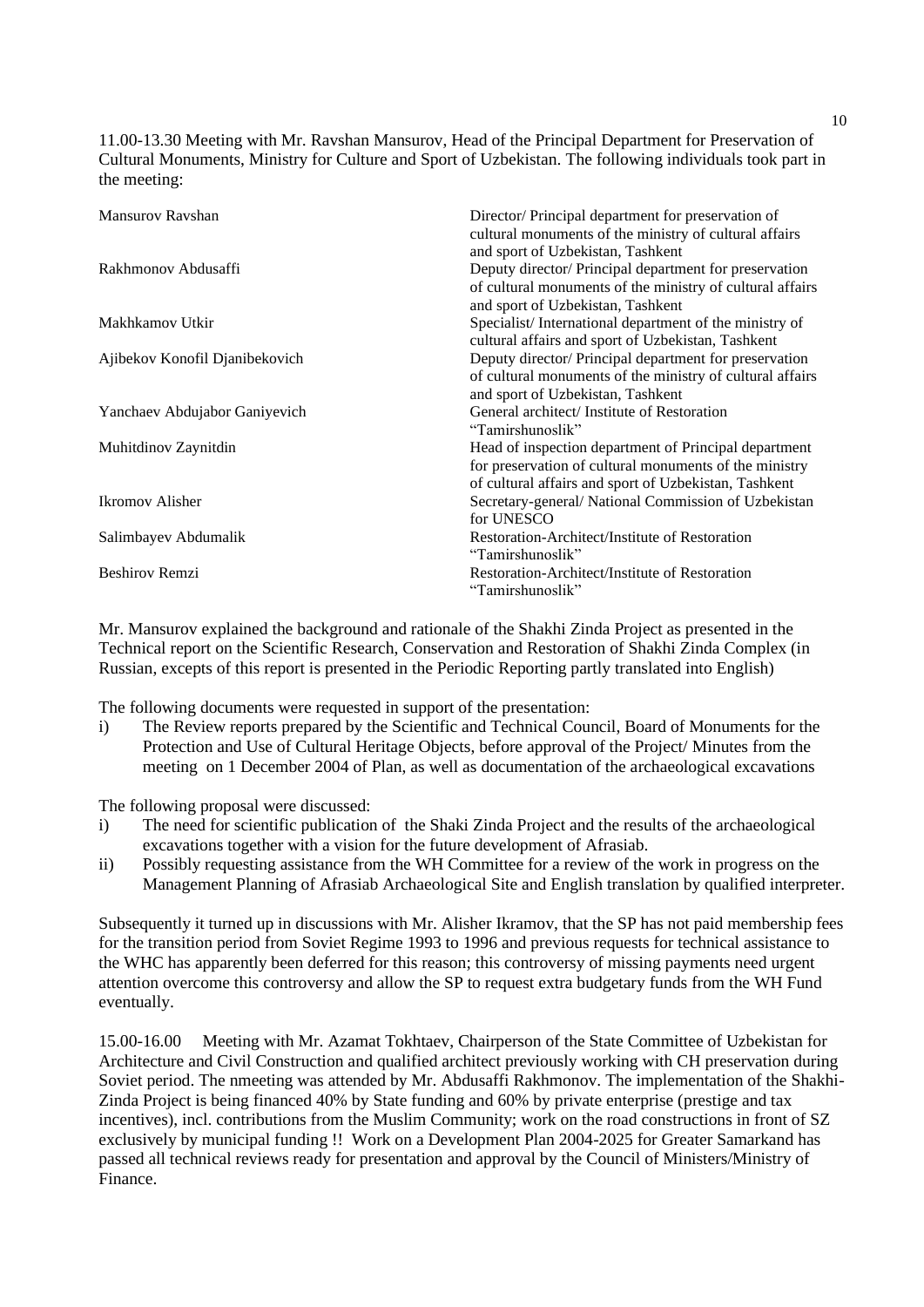11.00-13.30 Meeting with Mr. Ravshan Mansurov, Head of the Principal Department for Preservation of Cultural Monuments, Ministry for Culture and Sport of Uzbekistan. The following individuals took part in the meeting:

| | |
|---|---|
| Mansurov Ravshan | Director/ Principal department for preservation of cultural monuments of the ministry of cultural affairs and sport of Uzbekistan, Tashkent |
| Rakhmonov Abdusaffi | Deputy director/ Principal department for preservation of cultural monuments of the ministry of cultural affairs and sport of Uzbekistan, Tashkent |
| Makhkamov Utkir | Specialist/ International department of the ministry of cultural affairs and sport of Uzbekistan, Tashkent |
| Ajibekov Konofil Djanibekovich | Deputy director/ Principal department for preservation of cultural monuments of the ministry of cultural affairs and sport of Uzbekistan, Tashkent |
| Yanchaev Abdujabor Ganiyevich | General architect/ Institute of Restoration "Tamirshunoslik" |
| Muhitdinov Zaynitdin | Head of inspection department of Principal department for preservation of cultural monuments of the ministry of cultural affairs and sport of Uzbekistan, Tashkent |
| Ikromov Alisher | Secretary-general/ National Commission of Uzbekistan for UNESCO |
| Salimbayev Abdumalik | Restoration-Architect/Institute of Restoration "Tamirshunoslik" |
| Beshirov Remzi | Restoration-Architect/Institute of Restoration "Tamirshunoslik" |

Mr. Mansurov explained the background and rationale of the Shakhi Zinda Project as presented in the Technical report on the Scientific Research, Conservation and Restoration of Shakhi Zinda Complex (in Russian, excepts of this report is presented in the Periodic Reporting partly translated into English)

The following documents were requested in support of the presentation:

i) The Review reports prepared by the Scientific and Technical Council, Board of Monuments for the Protection and Use of Cultural Heritage Objects, before approval of the Project/ Minutes from the meeting on 1 December 2004 of Plan, as well as documentation of the archaeological excavations

The following proposal were discussed:

i) The need for scientific publication of the Shaki Zinda Project and the results of the archaeological excavations together with a vision for the future development of Afrasiab.
ii) Possibly requesting assistance from the WH Committee for a review of the work in progress on the Management Planning of Afrasiab Archaeological Site and English translation by qualified interpreter.

Subsequently it turned up in discussions with Mr. Alisher Ikramov, that the SP has not paid membership fees for the transition period from Soviet Regime 1993 to 1996 and previous requests for technical assistance to the WHC has apparently been deferred for this reason; this controversy of missing payments need urgent attention overcome this controversy and allow the SP to request extra budgetary funds from the WH Fund eventually.

15.00-16.00 Meeting with Mr. Azamat Tokhtaev, Chairperson of the State Committee of Uzbekistan for Architecture and Civil Construction and qualified architect previously working with CH preservation during Soviet period. The nmeeting was attended by Mr. Abdusaffi Rakhmonov. The implementation of the Shakhi-Zinda Project is being financed 40% by State funding and 60% by private enterprise (prestige and tax incentives), incl. contributions from the Muslim Community; work on the road constructions in front of SZ exclusively by municipal funding !! Work on a Development Plan 2004-2025 for Greater Samarkand has passed all technical reviews ready for presentation and approval by the Council of Ministers/Ministry of Finance.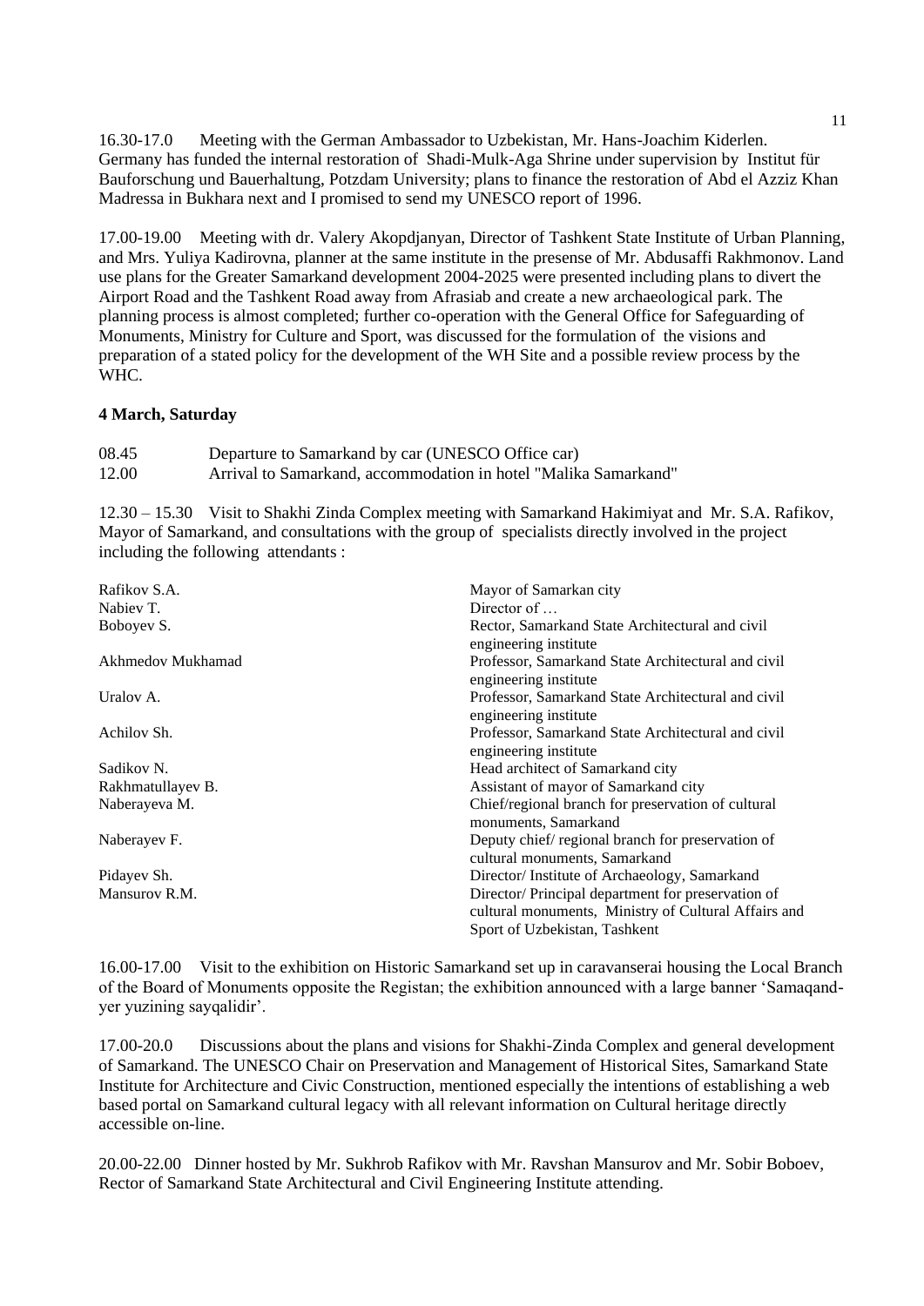16.30-17.0 Meeting with the German Ambassador to Uzbekistan, Mr. Hans-Joachim Kiderlen. Germany has funded the internal restoration of Shadi-Mulk-Aga Shrine under supervision by Institut für Bauforschung und Bauerhaltung, Potzdam University; plans to finance the restoration of Abd el Azziz Khan Madressa in Bukhara next and I promised to send my UNESCO report of 1996.

17.00-19.00 Meeting with dr. Valery Akopdjanyan, Director of Tashkent State Institute of Urban Planning, and Mrs. Yuliya Kadirovna, planner at the same institute in the presense of Mr. Abdusaffi Rakhmonov. Land use plans for the Greater Samarkand development 2004-2025 were presented including plans to divert the Airport Road and the Tashkent Road away from Afrasiab and create a new archaeological park. The planning process is almost completed; further co-operation with the General Office for Safeguarding of Monuments, Ministry for Culture and Sport, was discussed for the formulation of the visions and preparation of a stated policy for the development of the WH Site and a possible review process by the WHC.

**4 March, Saturday**

08.45 Departure to Samarkand by car (UNESCO Office car)
12.00 Arrival to Samarkand, accommodation in hotel "Malika Samarkand"

12.30 – 15.30 Visit to Shakhi Zinda Complex meeting with Samarkand Hakimiyat and Mr. S.A. Rafikov, Mayor of Samarkand, and consultations with the group of specialists directly involved in the project including the following attendants :

| | |
|---|---|
| Rafikov S.A. | Mayor of Samarkan city |
| Nabiev T. | Director of … |
| Boboyev S. | Rector, Samarkand State Architectural and civil engineering institute |
| Akhmedov Mukhamad | Professor, Samarkand State Architectural and civil engineering institute |
| Uralov A. | Professor, Samarkand State Architectural and civil engineering institute |
| Achilov Sh. | Professor, Samarkand State Architectural and civil engineering institute |
| Sadikov N. | Head architect of Samarkand city |
| Rakhmatullayev B. | Assistant of mayor of Samarkand city |
| Naberayeva M. | Chief/regional branch for preservation of cultural monuments, Samarkand |
| Naberayev F. | Deputy chief/ regional branch for preservation of cultural monuments, Samarkand |
| Pidayev Sh. | Director/ Institute of Archaeology, Samarkand |
| Mansurov R.M. | Director/ Principal department for preservation of cultural monuments, Ministry of Cultural Affairs and Sport of Uzbekistan, Tashkent |

16.00-17.00 Visit to the exhibition on Historic Samarkand set up in caravanserai housing the Local Branch of the Board of Monuments opposite the Registan; the exhibition announced with a large banner 'Samaqand-yer yuzining sayqalidir'.

17.00-20.0 Discussions about the plans and visions for Shakhi-Zinda Complex and general development of Samarkand. The UNESCO Chair on Preservation and Management of Historical Sites, Samarkand State Institute for Architecture and Civic Construction, mentioned especially the intentions of establishing a web based portal on Samarkand cultural legacy with all relevant information on Cultural heritage directly accessible on-line.

20.00-22.00 Dinner hosted by Mr. Sukhrob Rafikov with Mr. Ravshan Mansurov and Mr. Sobir Boboev, Rector of Samarkand State Architectural and Civil Engineering Institute attending.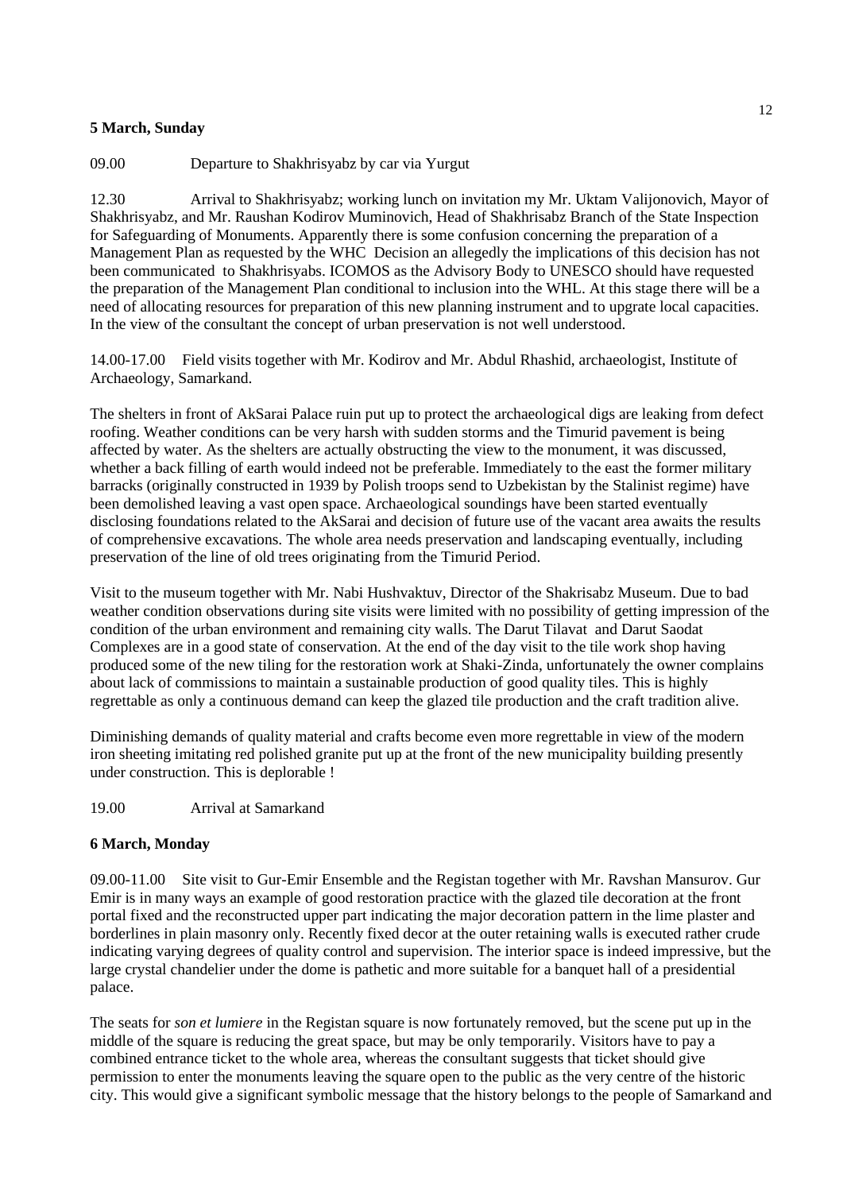**5 March, Sunday**

09.00 Departure to Shakhrisyabz by car via Yurgut

12.30 Arrival to Shakhrisyabz; working lunch on invitation my Mr. Uktam Valijonovich, Mayor of Shakhrisyabz, and Mr. Raushan Kodirov Muminovich, Head of Shakhrisabz Branch of the State Inspection for Safeguarding of Monuments. Apparently there is some confusion concerning the preparation of a Management Plan as requested by the WHC Decision an allegedly the implications of this decision has not been communicated to Shakhrisyabs. ICOMOS as the Advisory Body to UNESCO should have requested the preparation of the Management Plan conditional to inclusion into the WHL. At this stage there will be a need of allocating resources for preparation of this new planning instrument and to upgrate local capacities. In the view of the consultant the concept of urban preservation is not well understood.

14.00-17.00 Field visits together with Mr. Kodirov and Mr. Abdul Rhashid, archaeologist, Institute of Archaeology, Samarkand.

The shelters in front of AkSarai Palace ruin put up to protect the archaeological digs are leaking from defect roofing. Weather conditions can be very harsh with sudden storms and the Timurid pavement is being affected by water. As the shelters are actually obstructing the view to the monument, it was discussed, whether a back filling of earth would indeed not be preferable. Immediately to the east the former military barracks (originally constructed in 1939 by Polish troops send to Uzbekistan by the Stalinist regime) have been demolished leaving a vast open space. Archaeological soundings have been started eventually disclosing foundations related to the AkSarai and decision of future use of the vacant area awaits the results of comprehensive excavations. The whole area needs preservation and landscaping eventually, including preservation of the line of old trees originating from the Timurid Period.

Visit to the museum together with Mr. Nabi Hushvaktuv, Director of the Shakrisabz Museum. Due to bad weather condition observations during site visits were limited with no possibility of getting impression of the condition of the urban environment and remaining city walls. The Darut Tilavat and Darut Saodat Complexes are in a good state of conservation. At the end of the day visit to the tile work shop having produced some of the new tiling for the restoration work at Shaki-Zinda, unfortunately the owner complains about lack of commissions to maintain a sustainable production of good quality tiles. This is highly regrettable as only a continuous demand can keep the glazed tile production and the craft tradition alive.

Diminishing demands of quality material and crafts become even more regrettable in view of the modern iron sheeting imitating red polished granite put up at the front of the new municipality building presently under construction. This is deplorable !

19.00 Arrival at Samarkand

**6 March, Monday**

09.00-11.00 Site visit to Gur-Emir Ensemble and the Registan together with Mr. Ravshan Mansurov. Gur Emir is in many ways an example of good restoration practice with the glazed tile decoration at the front portal fixed and the reconstructed upper part indicating the major decoration pattern in the lime plaster and borderlines in plain masonry only. Recently fixed decor at the outer retaining walls is executed rather crude indicating varying degrees of quality control and supervision. The interior space is indeed impressive, but the large crystal chandelier under the dome is pathetic and more suitable for a banquet hall of a presidential palace.

The seats for *son et lumiere* in the Registan square is now fortunately removed, but the scene put up in the middle of the square is reducing the great space, but may be only temporarily. Visitors have to pay a combined entrance ticket to the whole area, whereas the consultant suggests that ticket should give permission to enter the monuments leaving the square open to the public as the very centre of the historic city. This would give a significant symbolic message that the history belongs to the people of Samarkand and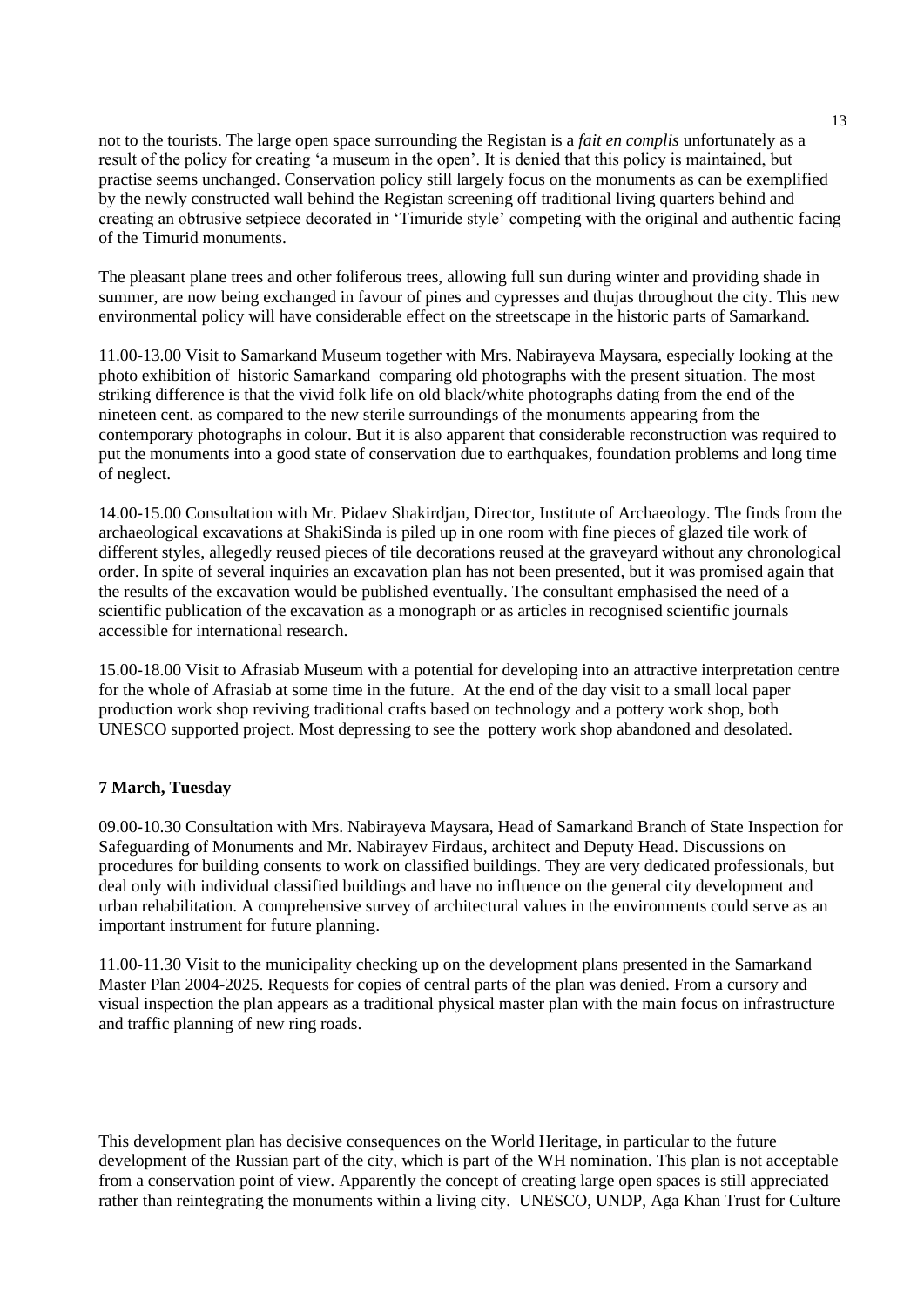not to the tourists. The large open space surrounding the Registan is a *fait en complis* unfortunately as a result of the policy for creating 'a museum in the open'. It is denied that this policy is maintained, but practise seems unchanged. Conservation policy still largely focus on the monuments as can be exemplified by the newly constructed wall behind the Registan screening off traditional living quarters behind and creating an obtrusive setpiece decorated in 'Timuride style' competing with the original and authentic facing of the Timurid monuments.

The pleasant plane trees and other foliferous trees, allowing full sun during winter and providing shade in summer, are now being exchanged in favour of pines and cypresses and thujas throughout the city. This new environmental policy will have considerable effect on the streetscape in the historic parts of Samarkand.

11.00-13.00 Visit to Samarkand Museum together with Mrs. Nabirayeva Maysara, especially looking at the photo exhibition of historic Samarkand comparing old photographs with the present situation. The most striking difference is that the vivid folk life on old black/white photographs dating from the end of the nineteen cent. as compared to the new sterile surroundings of the monuments appearing from the contemporary photographs in colour. But it is also apparent that considerable reconstruction was required to put the monuments into a good state of conservation due to earthquakes, foundation problems and long time of neglect.

14.00-15.00 Consultation with Mr. Pidaev Shakirdjan, Director, Institute of Archaeology. The finds from the archaeological excavations at ShakiSinda is piled up in one room with fine pieces of glazed tile work of different styles, allegedly reused pieces of tile decorations reused at the graveyard without any chronological order. In spite of several inquiries an excavation plan has not been presented, but it was promised again that the results of the excavation would be published eventually. The consultant emphasised the need of a scientific publication of the excavation as a monograph or as articles in recognised scientific journals accessible for international research.

15.00-18.00 Visit to Afrasiab Museum with a potential for developing into an attractive interpretation centre for the whole of Afrasiab at some time in the future. At the end of the day visit to a small local paper production work shop reviving traditional crafts based on technology and a pottery work shop, both UNESCO supported project. Most depressing to see the pottery work shop abandoned and desolated.

**7 March, Tuesday**

09.00-10.30 Consultation with Mrs. Nabirayeva Maysara, Head of Samarkand Branch of State Inspection for Safeguarding of Monuments and Mr. Nabirayev Firdaus, architect and Deputy Head. Discussions on procedures for building consents to work on classified buildings. They are very dedicated professionals, but deal only with individual classified buildings and have no influence on the general city development and urban rehabilitation. A comprehensive survey of architectural values in the environments could serve as an important instrument for future planning.

11.00-11.30 Visit to the municipality checking up on the development plans presented in the Samarkand Master Plan 2004-2025. Requests for copies of central parts of the plan was denied. From a cursory and visual inspection the plan appears as a traditional physical master plan with the main focus on infrastructure and traffic planning of new ring roads.

This development plan has decisive consequences on the World Heritage, in particular to the future development of the Russian part of the city, which is part of the WH nomination. This plan is not acceptable from a conservation point of view. Apparently the concept of creating large open spaces is still appreciated rather than reintegrating the monuments within a living city. UNESCO, UNDP, Aga Khan Trust for Culture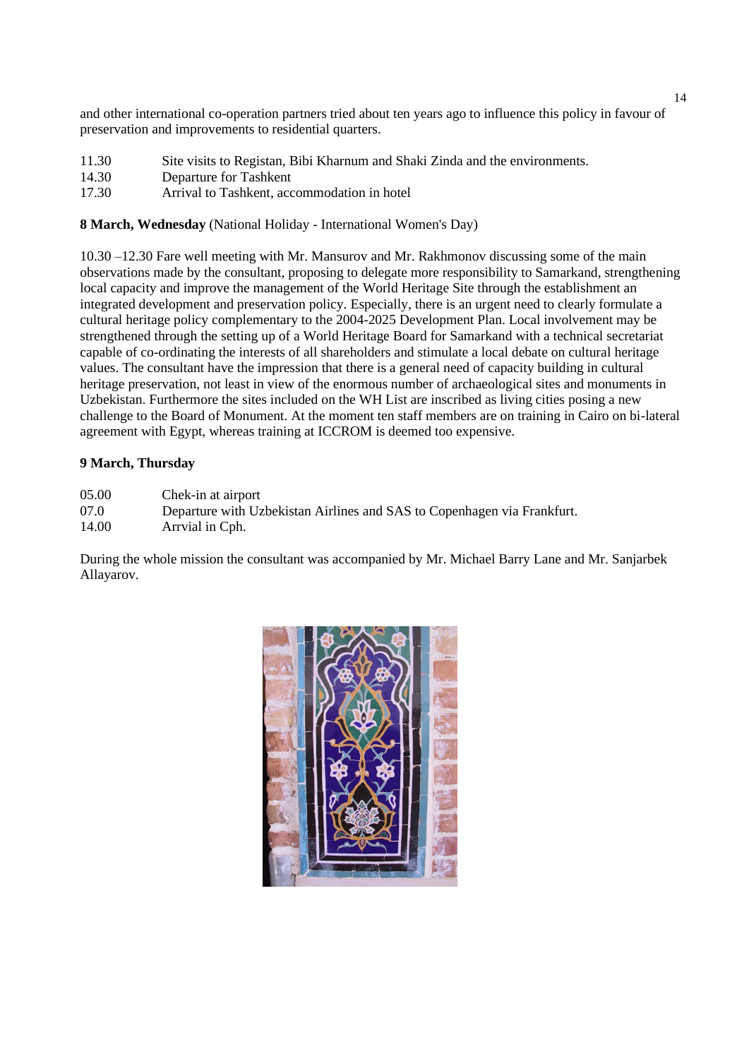and other international co-operation partners tried about ten years ago to influence this policy in favour of preservation and improvements to residential quarters.

| | |
|---|---|
| 11.30 | Site visits to Registan, Bibi Kharnum and Shaki Zinda and the environments. |
| 14.30 | Departure for Tashkent |
| 17.30 | Arrival to Tashkent, accommodation in hotel |

**8 March, Wednesday** (National Holiday - International Women's Day)

10.30 –12.30 Fare well meeting with Mr. Mansurov and Mr. Rakhmonov discussing some of the main observations made by the consultant, proposing to delegate more responsibility to Samarkand, strengthening local capacity and improve the management of the World Heritage Site through the establishment an integrated development and preservation policy. Especially, there is an urgent need to clearly formulate a cultural heritage policy complementary to the 2004-2025 Development Plan. Local involvement may be strengthened through the setting up of a World Heritage Board for Samarkand with a technical secretariat capable of co-ordinating the interests of all shareholders and stimulate a local debate on cultural heritage values. The consultant have the impression that there is a general need of capacity building in cultural heritage preservation, not least in view of the enormous number of archaeological sites and monuments in Uzbekistan. Furthermore the sites included on the WH List are inscribed as living cities posing a new challenge to the Board of Monument. At the moment ten staff members are on training in Cairo on bi-lateral agreement with Egypt, whereas training at ICCROM is deemed too expensive.

**9 March, Thursday**

| | |
|---|---|
| 05.00 | Chek-in at airport |
| 07.0 | Departure with Uzbekistan Airlines and SAS to Copenhagen via Frankfurt. |
| 14.00 | Arrvial in Cph. |

During the whole mission the consultant was accompanied by Mr. Michael Barry Lane and Mr. Sanjarbek Allayarov.